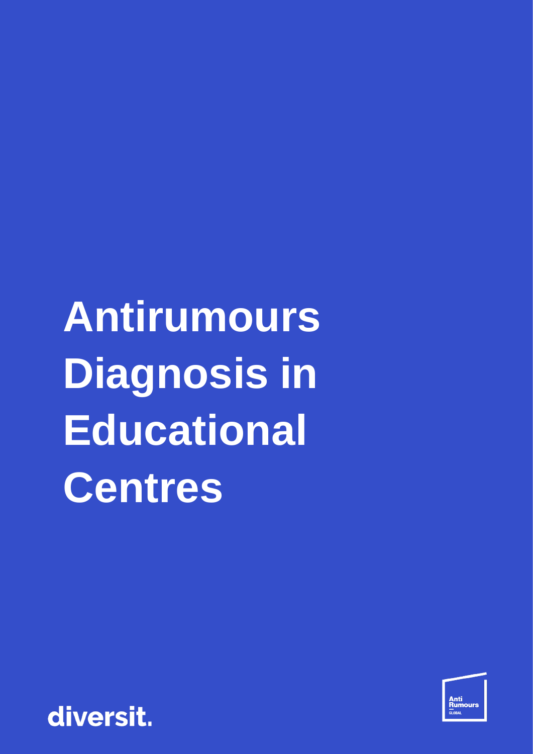# Antirumours Diagnosis in Educational Centres

diversit.

Anti Rumours GLOBAL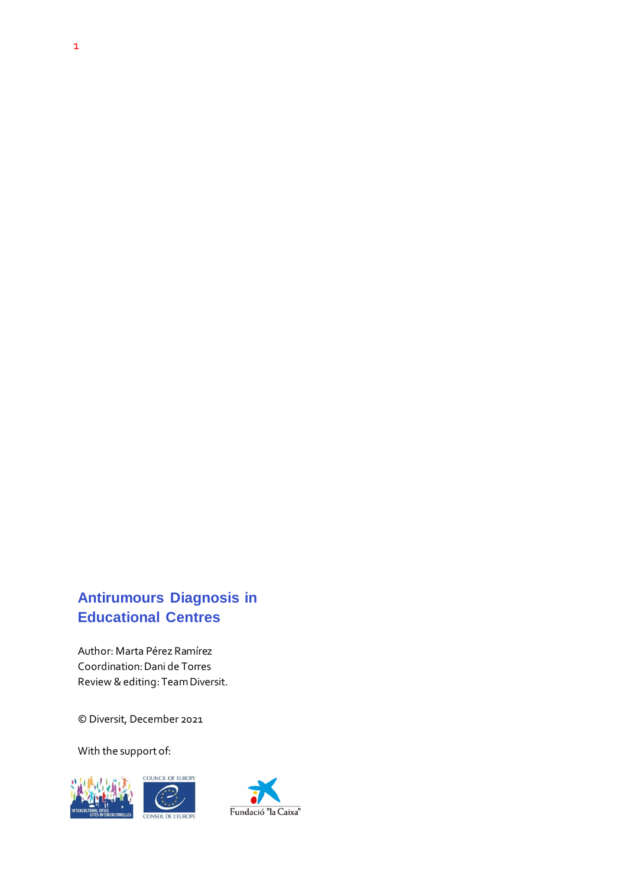# Antirumours Diagnosis in Educational Centres

Author: Marta Pérez Ramírez
Coordination: Dani de Torres
Review & editing: Team Diversit.

© Diversit, December 2021

With the support of: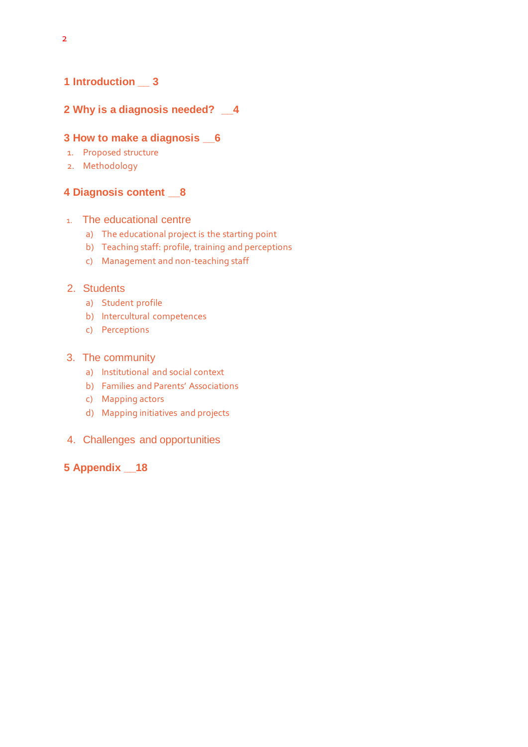**1 Introduction __ 3**

**2 Why is a diagnosis needed? __4**

**3 How to make a diagnosis __6**

1. Proposed structure
2. Methodology

**4 Diagnosis content __8**

1. The educational centre
   a) The educational project is the starting point
   b) Teaching staff: profile, training and perceptions
   c) Management and non-teaching staff

2. Students
   a) Student profile
   b) Intercultural competences
   c) Perceptions

3. The community
   a) Institutional and social context
   b) Families and Parents' Associations
   c) Mapping actors
   d) Mapping initiatives and projects

4. Challenges and opportunities

**5 Appendix __18**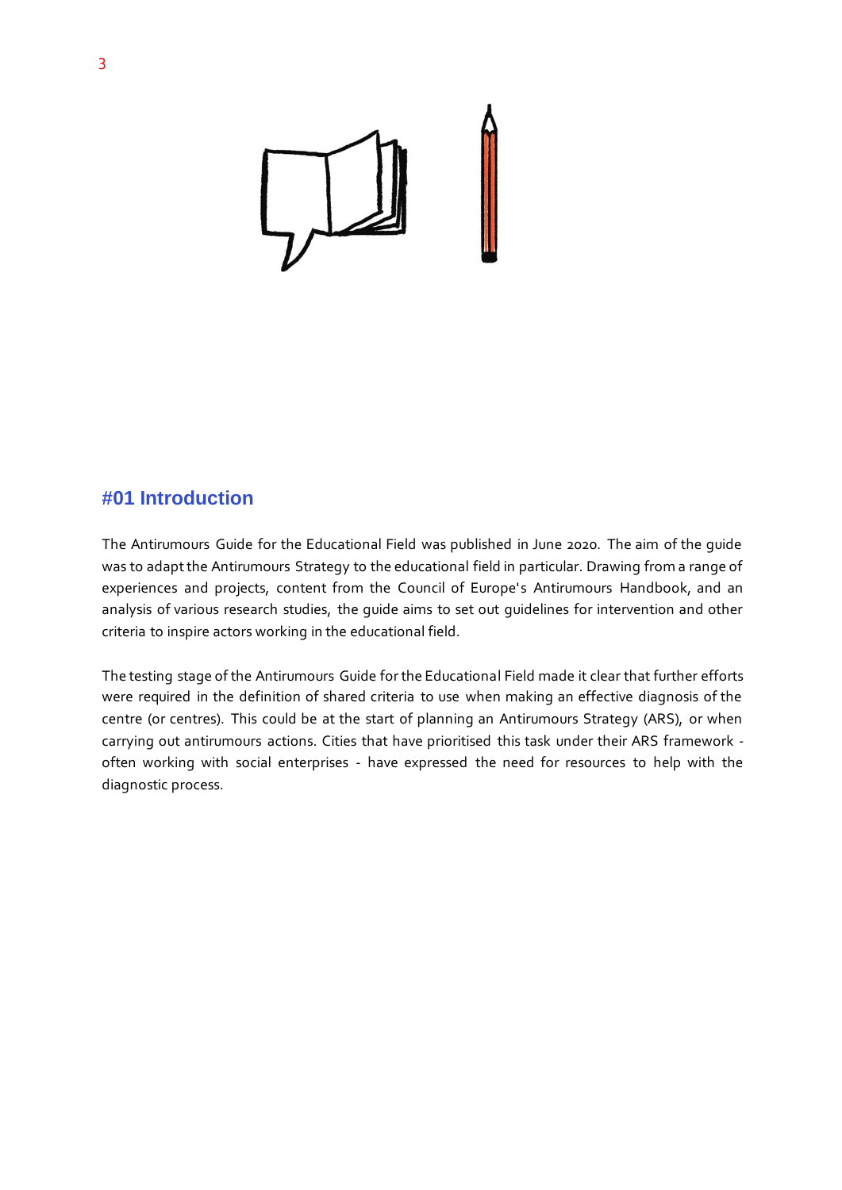# #01 Introduction

The Antirumours Guide for the Educational Field was published in June 2020. The aim of the guide was to adapt the Antirumours Strategy to the educational field in particular. Drawing from a range of experiences and projects, content from the Council of Europe's Antirumours Handbook, and an analysis of various research studies, the guide aims to set out guidelines for intervention and other criteria to inspire actors working in the educational field.

The testing stage of the Antirumours Guide for the Educational Field made it clear that further efforts were required in the definition of shared criteria to use when making an effective diagnosis of the centre (or centres). This could be at the start of planning an Antirumours Strategy (ARS), or when carrying out antirumours actions. Cities that have prioritised this task under their ARS framework - often working with social enterprises - have expressed the need for resources to help with the diagnostic process.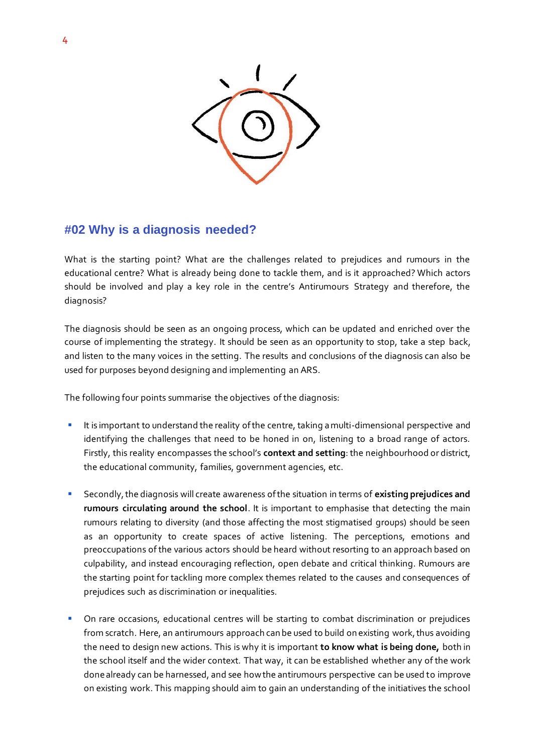## #02 Why is a diagnosis needed?

What is the starting point? What are the challenges related to prejudices and rumours in the educational centre? What is already being done to tackle them, and is it approached? Which actors should be involved and play a key role in the centre's Antirumours Strategy and therefore, the diagnosis?

The diagnosis should be seen as an ongoing process, which can be updated and enriched over the course of implementing the strategy. It should be seen as an opportunity to stop, take a step back, and listen to the many voices in the setting. The results and conclusions of the diagnosis can also be used for purposes beyond designing and implementing an ARS.

The following four points summarise the objectives of the diagnosis:

- It is important to understand the reality of the centre, taking a multi-dimensional perspective and identifying the challenges that need to be honed in on, listening to a broad range of actors. Firstly, this reality encompasses the school's **context and setting**: the neighbourhood or district, the educational community, families, government agencies, etc.

- Secondly, the diagnosis will create awareness of the situation in terms of **existing prejudices and rumours circulating around the school**. It is important to emphasise that detecting the main rumours relating to diversity (and those affecting the most stigmatised groups) should be seen as an opportunity to create spaces of active listening. The perceptions, emotions and preoccupations of the various actors should be heard without resorting to an approach based on culpability, and instead encouraging reflection, open debate and critical thinking. Rumours are the starting point for tackling more complex themes related to the causes and consequences of prejudices such as discrimination or inequalities.

- On rare occasions, educational centres will be starting to combat discrimination or prejudices from scratch. Here, an antirumours approach can be used to build on existing work, thus avoiding the need to design new actions. This is why it is important **to know what is being done,** both in the school itself and the wider context. That way, it can be established whether any of the work done already can be harnessed, and see how the antirumours perspective can be used to improve on existing work. This mapping should aim to gain an understanding of the initiatives the school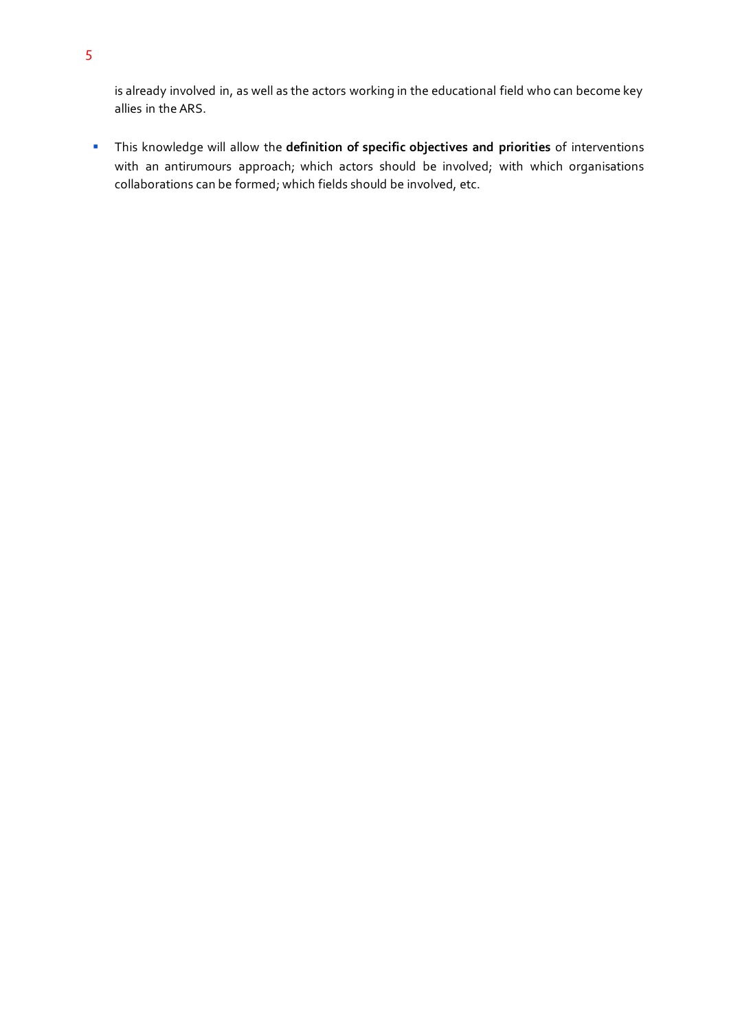is already involved in, as well as the actors working in the educational field who can become key allies in the ARS.

- This knowledge will allow the **definition of specific objectives and priorities** of interventions with an antirumours approach; which actors should be involved; with which organisations collaborations can be formed; which fields should be involved, etc.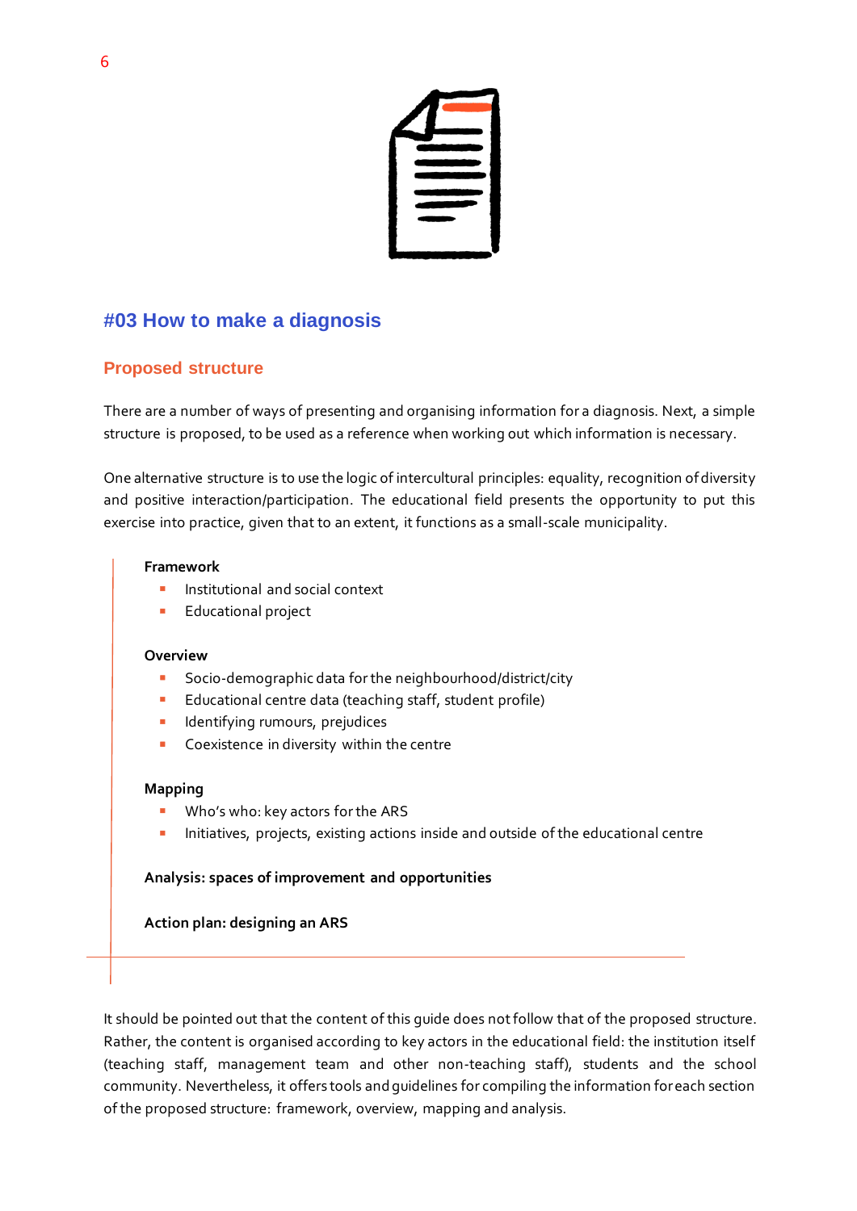## #03 How to make a diagnosis

### Proposed structure

There are a number of ways of presenting and organising information for a diagnosis. Next, a simple structure is proposed, to be used as a reference when working out which information is necessary.

One alternative structure is to use the logic of intercultural principles: equality, recognition of diversity and positive interaction/participation. The educational field presents the opportunity to put this exercise into practice, given that to an extent, it functions as a small-scale municipality.

**Framework**

- Institutional and social context
- Educational project

**Overview**

- Socio-demographic data for the neighbourhood/district/city
- Educational centre data (teaching staff, student profile)
- Identifying rumours, prejudices
- Coexistence in diversity within the centre

**Mapping**

- Who's who: key actors for the ARS
- Initiatives, projects, existing actions inside and outside of the educational centre

**Analysis: spaces of improvement and opportunities**

**Action plan: designing an ARS**

It should be pointed out that the content of this guide does not follow that of the proposed structure. Rather, the content is organised according to key actors in the educational field: the institution itself (teaching staff, management team and other non-teaching staff), students and the school community. Nevertheless, it offers tools and guidelines for compiling the information for each section of the proposed structure: framework, overview, mapping and analysis.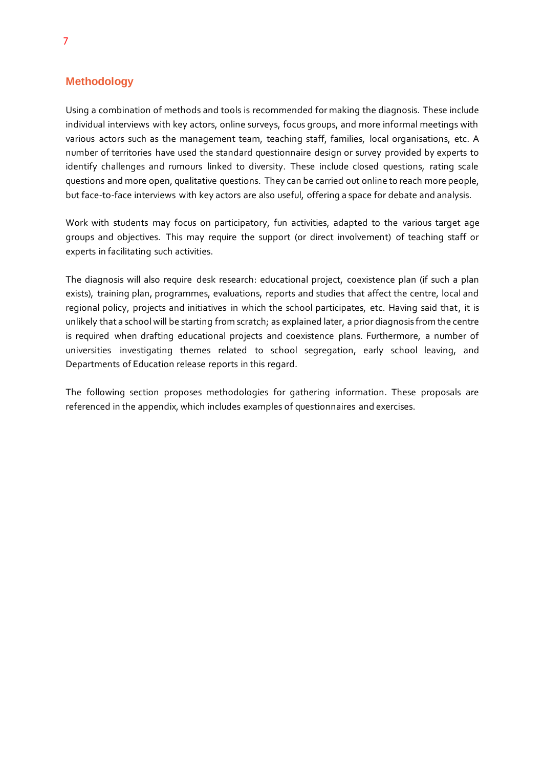## Methodology

Using a combination of methods and tools is recommended for making the diagnosis. These include individual interviews with key actors, online surveys, focus groups, and more informal meetings with various actors such as the management team, teaching staff, families, local organisations, etc. A number of territories have used the standard questionnaire design or survey provided by experts to identify challenges and rumours linked to diversity. These include closed questions, rating scale questions and more open, qualitative questions. They can be carried out online to reach more people, but face-to-face interviews with key actors are also useful, offering a space for debate and analysis.

Work with students may focus on participatory, fun activities, adapted to the various target age groups and objectives. This may require the support (or direct involvement) of teaching staff or experts in facilitating such activities.

The diagnosis will also require desk research: educational project, coexistence plan (if such a plan exists), training plan, programmes, evaluations, reports and studies that affect the centre, local and regional policy, projects and initiatives in which the school participates, etc. Having said that, it is unlikely that a school will be starting from scratch; as explained later, a prior diagnosis from the centre is required when drafting educational projects and coexistence plans. Furthermore, a number of universities investigating themes related to school segregation, early school leaving, and Departments of Education release reports in this regard.

The following section proposes methodologies for gathering information. These proposals are referenced in the appendix, which includes examples of questionnaires and exercises.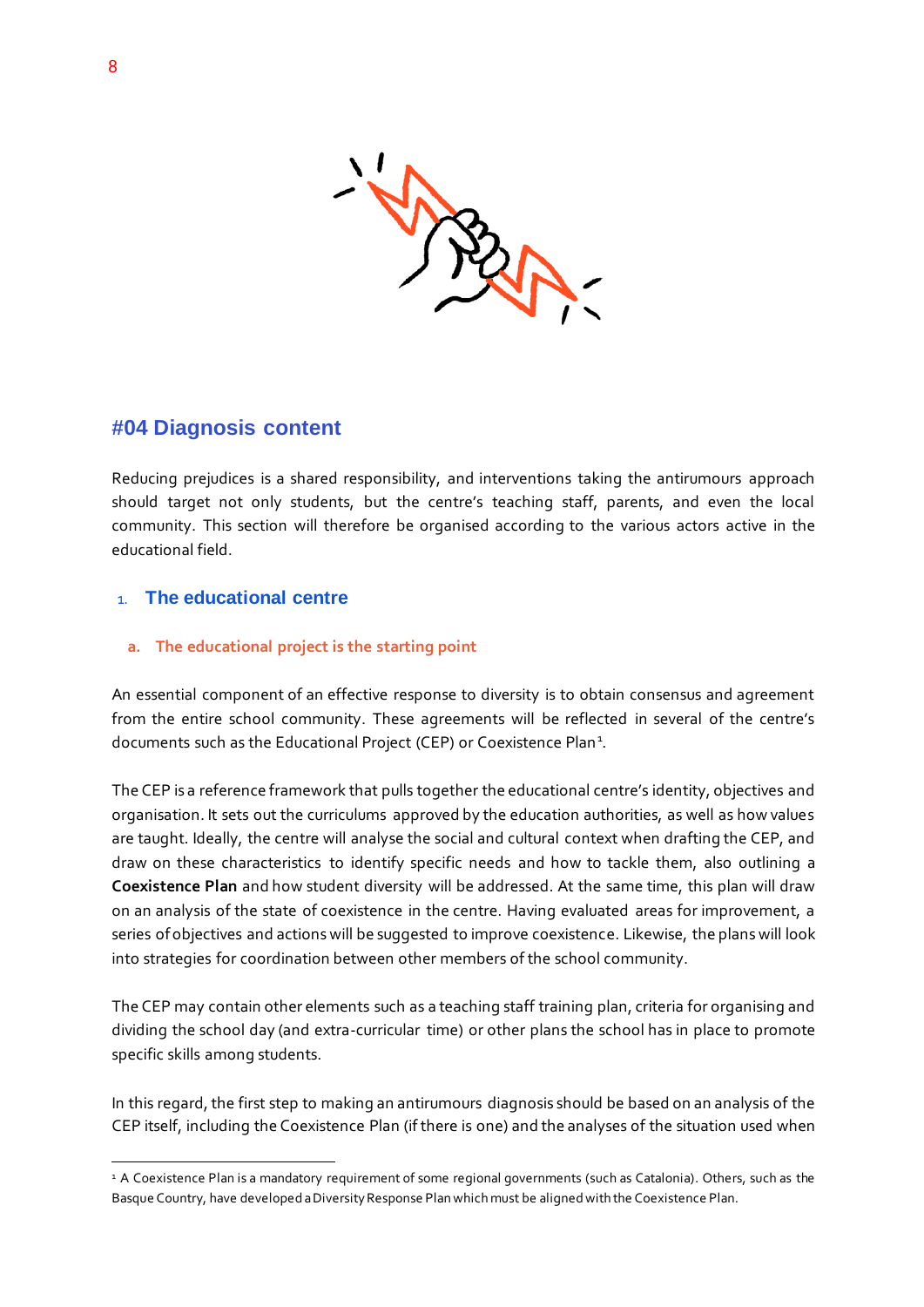## #04 Diagnosis content

Reducing prejudices is a shared responsibility, and interventions taking the antirumours approach should target not only students, but the centre's teaching staff, parents, and even the local community. This section will therefore be organised according to the various actors active in the educational field.

### 1. The educational centre

#### a. The educational project is the starting point

An essential component of an effective response to diversity is to obtain consensus and agreement from the entire school community. These agreements will be reflected in several of the centre's documents such as the Educational Project (CEP) or Coexistence Plan[1].

The CEP is a reference framework that pulls together the educational centre's identity, objectives and organisation. It sets out the curriculums approved by the education authorities, as well as how values are taught. Ideally, the centre will analyse the social and cultural context when drafting the CEP, and draw on these characteristics to identify specific needs and how to tackle them, also outlining a **Coexistence Plan** and how student diversity will be addressed. At the same time, this plan will draw on an analysis of the state of coexistence in the centre. Having evaluated areas for improvement, a series of objectives and actions will be suggested to improve coexistence. Likewise, the plans will look into strategies for coordination between other members of the school community.

The CEP may contain other elements such as a teaching staff training plan, criteria for organising and dividing the school day (and extra-curricular time) or other plans the school has in place to promote specific skills among students.

In this regard, the first step to making an antirumours diagnosis should be based on an analysis of the CEP itself, including the Coexistence Plan (if there is one) and the analyses of the situation used when

[1] A Coexistence Plan is a mandatory requirement of some regional governments (such as Catalonia). Others, such as the Basque Country, have developed a Diversity Response Plan which must be aligned with the Coexistence Plan.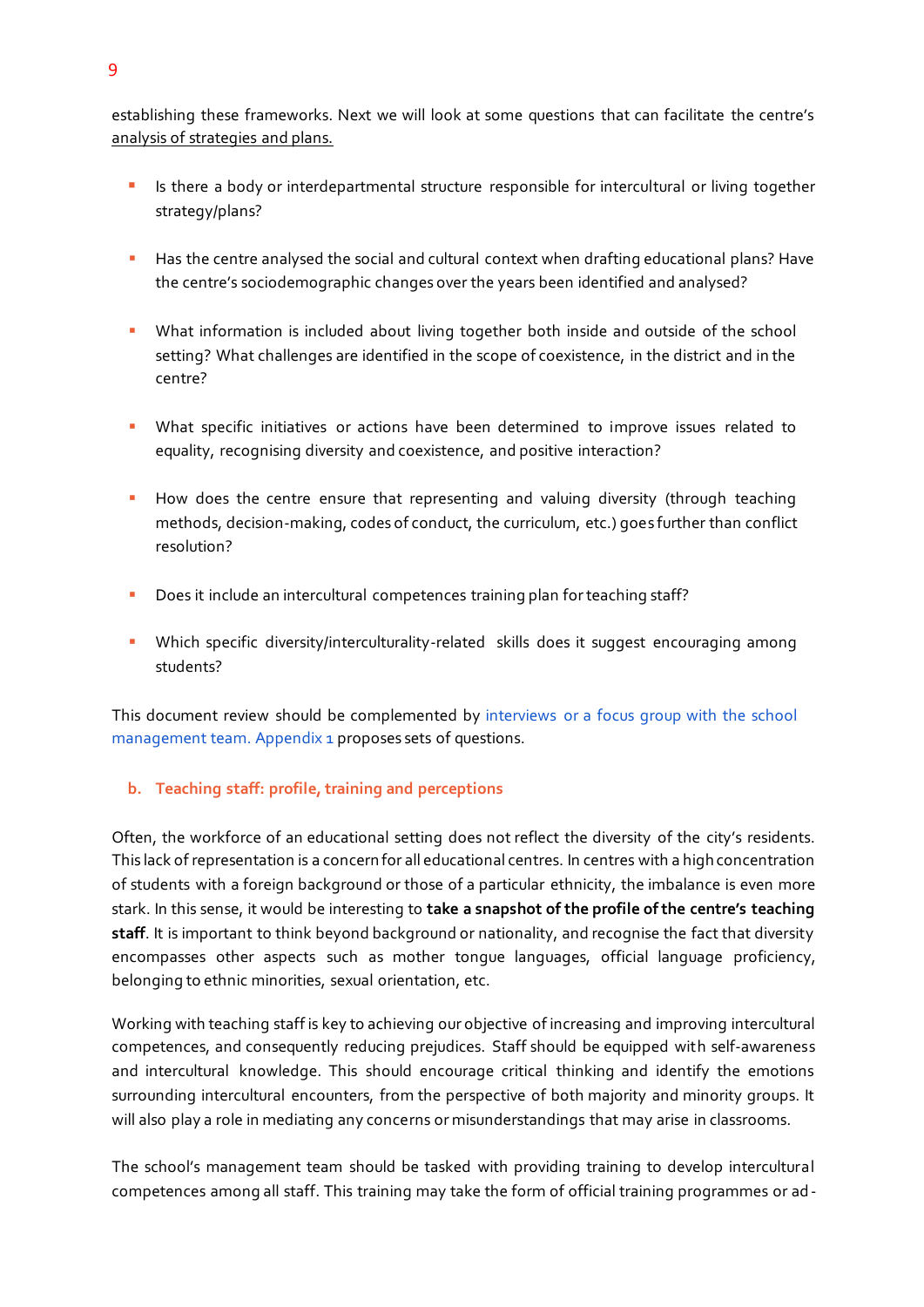establishing these frameworks. Next we will look at some questions that can facilitate the centre's analysis of strategies and plans.

- Is there a body or interdepartmental structure responsible for intercultural or living together strategy/plans?
- Has the centre analysed the social and cultural context when drafting educational plans? Have the centre's sociodemographic changes over the years been identified and analysed?
- What information is included about living together both inside and outside of the school setting? What challenges are identified in the scope of coexistence, in the district and in the centre?
- What specific initiatives or actions have been determined to improve issues related to equality, recognising diversity and coexistence, and positive interaction?
- How does the centre ensure that representing and valuing diversity (through teaching methods, decision-making, codes of conduct, the curriculum, etc.) goes further than conflict resolution?
- Does it include an intercultural competences training plan for teaching staff?
- Which specific diversity/interculturality-related skills does it suggest encouraging among students?

This document review should be complemented by interviews or a focus group with the school management team. Appendix 1 proposes sets of questions.

### b. Teaching staff: profile, training and perceptions

Often, the workforce of an educational setting does not reflect the diversity of the city's residents. This lack of representation is a concern for all educational centres. In centres with a high concentration of students with a foreign background or those of a particular ethnicity, the imbalance is even more stark. In this sense, it would be interesting to **take a snapshot of the profile of the centre's teaching staff**. It is important to think beyond background or nationality, and recognise the fact that diversity encompasses other aspects such as mother tongue languages, official language proficiency, belonging to ethnic minorities, sexual orientation, etc.

Working with teaching staff is key to achieving our objective of increasing and improving intercultural competences, and consequently reducing prejudices. Staff should be equipped with self-awareness and intercultural knowledge. This should encourage critical thinking and identify the emotions surrounding intercultural encounters, from the perspective of both majority and minority groups. It will also play a role in mediating any concerns or misunderstandings that may arise in classrooms.

The school's management team should be tasked with providing training to develop intercultural competences among all staff. This training may take the form of official training programmes or ad-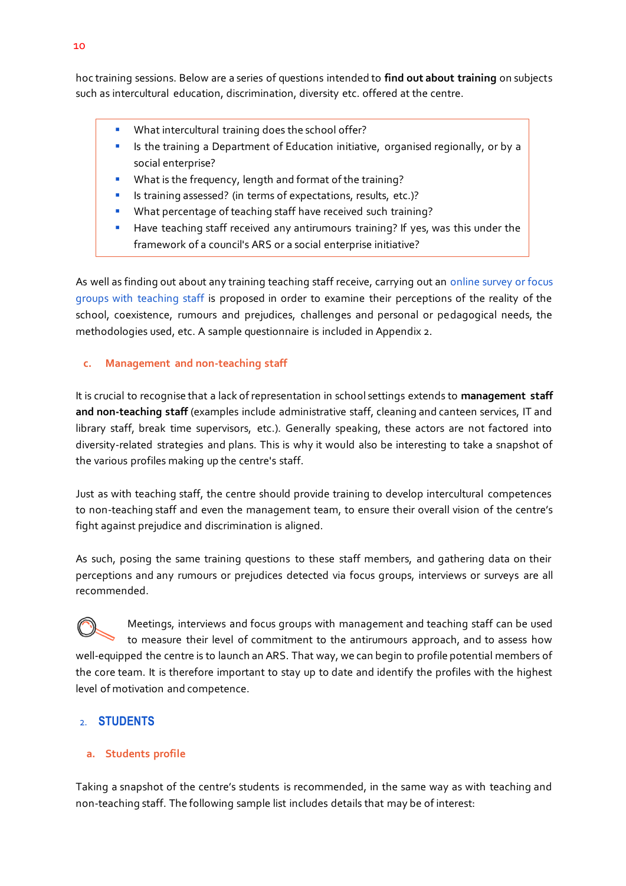hoc training sessions. Below are a series of questions intended to **find out about training** on subjects such as intercultural education, discrimination, diversity etc. offered at the centre.

- What intercultural training does the school offer?
- Is the training a Department of Education initiative, organised regionally, or by a social enterprise?
- What is the frequency, length and format of the training?
- Is training assessed? (in terms of expectations, results, etc.)?
- What percentage of teaching staff have received such training?
- Have teaching staff received any antirumours training? If yes, was this under the framework of a council's ARS or a social enterprise initiative?

As well as finding out about any training teaching staff receive, carrying out an online survey or focus groups with teaching staff is proposed in order to examine their perceptions of the reality of the school, coexistence, rumours and prejudices, challenges and personal or pedagogical needs, the methodologies used, etc. A sample questionnaire is included in Appendix 2.

### c. Management and non-teaching staff

It is crucial to recognise that a lack of representation in school settings extends to **management staff and non-teaching staff** (examples include administrative staff, cleaning and canteen services, IT and library staff, break time supervisors, etc.). Generally speaking, these actors are not factored into diversity-related strategies and plans. This is why it would also be interesting to take a snapshot of the various profiles making up the centre's staff.

Just as with teaching staff, the centre should provide training to develop intercultural competences to non-teaching staff and even the management team, to ensure their overall vision of the centre's fight against prejudice and discrimination is aligned.

As such, posing the same training questions to these staff members, and gathering data on their perceptions and any rumours or prejudices detected via focus groups, interviews or surveys are all recommended.

Meetings, interviews and focus groups with management and teaching staff can be used to measure their level of commitment to the antirumours approach, and to assess how well-equipped the centre is to launch an ARS. That way, we can begin to profile potential members of the core team. It is therefore important to stay up to date and identify the profiles with the highest level of motivation and competence.

## 2. STUDENTS

### a. Students profile

Taking a snapshot of the centre's students is recommended, in the same way as with teaching and non-teaching staff. The following sample list includes details that may be of interest: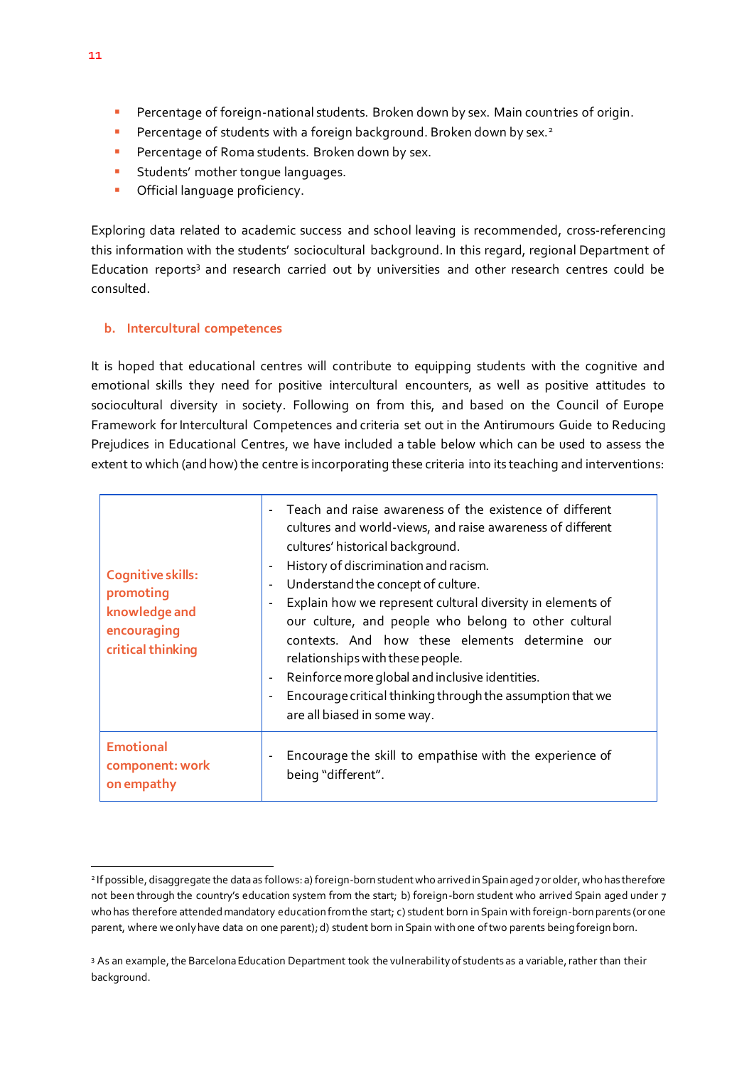- Percentage of foreign-national students. Broken down by sex. Main countries of origin.
- Percentage of students with a foreign background. Broken down by sex.[2]
- Percentage of Roma students. Broken down by sex.
- Students' mother tongue languages.
- Official language proficiency.

Exploring data related to academic success and school leaving is recommended, cross-referencing this information with the students' sociocultural background. In this regard, regional Department of Education reports[3] and research carried out by universities and other research centres could be consulted.

### b. Intercultural competences

It is hoped that educational centres will contribute to equipping students with the cognitive and emotional skills they need for positive intercultural encounters, as well as positive attitudes to sociocultural diversity in society. Following on from this, and based on the Council of Europe Framework for Intercultural Competences and criteria set out in the Antirumours Guide to Reducing Prejudices in Educational Centres, we have included a table below which can be used to assess the extent to which (and how) the centre is incorporating these criteria into its teaching and interventions:

| | |
|---|---|
| **Cognitive skills: promoting knowledge and encouraging critical thinking** | - Teach and raise awareness of the existence of different cultures and world-views, and raise awareness of different cultures' historical background.<br>- History of discrimination and racism.<br>- Understand the concept of culture.<br>- Explain how we represent cultural diversity in elements of our culture, and people who belong to other cultural contexts. And how these elements determine our relationships with these people.<br>- Reinforce more global and inclusive identities.<br>- Encourage critical thinking through the assumption that we are all biased in some way. |
| **Emotional component: work on empathy** | - Encourage the skill to empathise with the experience of being "different". |

[2] If possible, disaggregate the data as follows: a) foreign-born student who arrived in Spain aged 7 or older, who has therefore not been through the country's education system from the start; b) foreign-born student who arrived Spain aged under 7 who has therefore attended mandatory education from the start; c) student born in Spain with foreign-born parents (or one parent, where we only have data on one parent); d) student born in Spain with one of two parents being foreign born.

[3] As an example, the Barcelona Education Department took the vulnerability of students as a variable, rather than their background.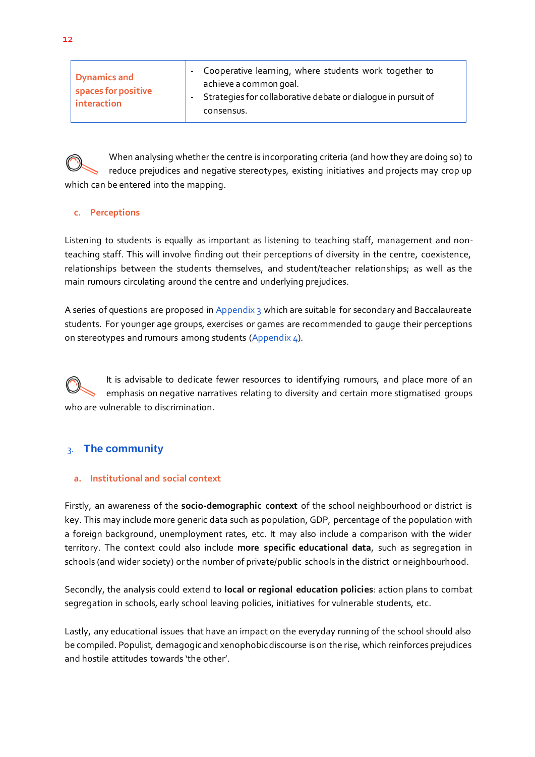| Dynamics and spaces for positive interaction | - Cooperative learning, where students work together to achieve a common goal.<br>- Strategies for collaborative debate or dialogue in pursuit of consensus. |
|---|---|

When analysing whether the centre is incorporating criteria (and how they are doing so) to reduce prejudices and negative stereotypes, existing initiatives and projects may crop up which can be entered into the mapping.

### c. Perceptions

Listening to students is equally as important as listening to teaching staff, management and non-teaching staff. This will involve finding out their perceptions of diversity in the centre, coexistence, relationships between the students themselves, and student/teacher relationships; as well as the main rumours circulating around the centre and underlying prejudices.

A series of questions are proposed in Appendix 3 which are suitable for secondary and Baccalaureate students. For younger age groups, exercises or games are recommended to gauge their perceptions on stereotypes and rumours among students (Appendix 4).

It is advisable to dedicate fewer resources to identifying rumours, and place more of an emphasis on negative narratives relating to diversity and certain more stigmatised groups who are vulnerable to discrimination.

## 3. The community

### a. Institutional and social context

Firstly, an awareness of the **socio-demographic context** of the school neighbourhood or district is key. This may include more generic data such as population, GDP, percentage of the population with a foreign background, unemployment rates, etc. It may also include a comparison with the wider territory. The context could also include **more specific educational data**, such as segregation in schools (and wider society) or the number of private/public schools in the district or neighbourhood.

Secondly, the analysis could extend to **local or regional education policies**: action plans to combat segregation in schools, early school leaving policies, initiatives for vulnerable students, etc.

Lastly, any educational issues that have an impact on the everyday running of the school should also be compiled. Populist, demagogic and xenophobic discourse is on the rise, which reinforces prejudices and hostile attitudes towards 'the other'.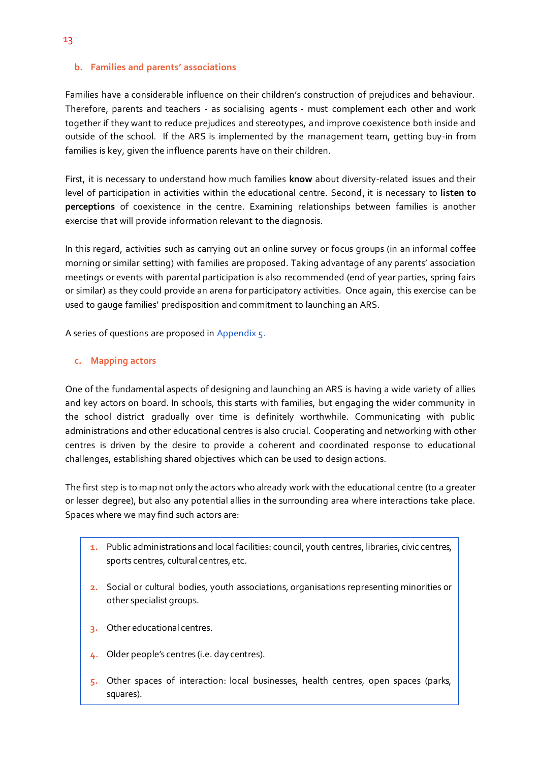### b. Families and parents' associations

Families have a considerable influence on their children's construction of prejudices and behaviour. Therefore, parents and teachers - as socialising agents - must complement each other and work together if they want to reduce prejudices and stereotypes, and improve coexistence both inside and outside of the school. If the ARS is implemented by the management team, getting buy-in from families is key, given the influence parents have on their children.

First, it is necessary to understand how much families **know** about diversity-related issues and their level of participation in activities within the educational centre. Second, it is necessary to **listen to perceptions** of coexistence in the centre. Examining relationships between families is another exercise that will provide information relevant to the diagnosis.

In this regard, activities such as carrying out an online survey or focus groups (in an informal coffee morning or similar setting) with families are proposed. Taking advantage of any parents' association meetings or events with parental participation is also recommended (end of year parties, spring fairs or similar) as they could provide an arena for participatory activities. Once again, this exercise can be used to gauge families' predisposition and commitment to launching an ARS.

A series of questions are proposed in Appendix 5.

### c. Mapping actors

One of the fundamental aspects of designing and launching an ARS is having a wide variety of allies and key actors on board. In schools, this starts with families, but engaging the wider community in the school district gradually over time is definitely worthwhile. Communicating with public administrations and other educational centres is also crucial. Cooperating and networking with other centres is driven by the desire to provide a coherent and coordinated response to educational challenges, establishing shared objectives which can be used to design actions.

The first step is to map not only the actors who already work with the educational centre (to a greater or lesser degree), but also any potential allies in the surrounding area where interactions take place. Spaces where we may find such actors are:

1. Public administrations and local facilities: council, youth centres, libraries, civic centres, sports centres, cultural centres, etc.
2. Social or cultural bodies, youth associations, organisations representing minorities or other specialist groups.
3. Other educational centres.
4. Older people's centres (i.e. day centres).
5. Other spaces of interaction: local businesses, health centres, open spaces (parks, squares).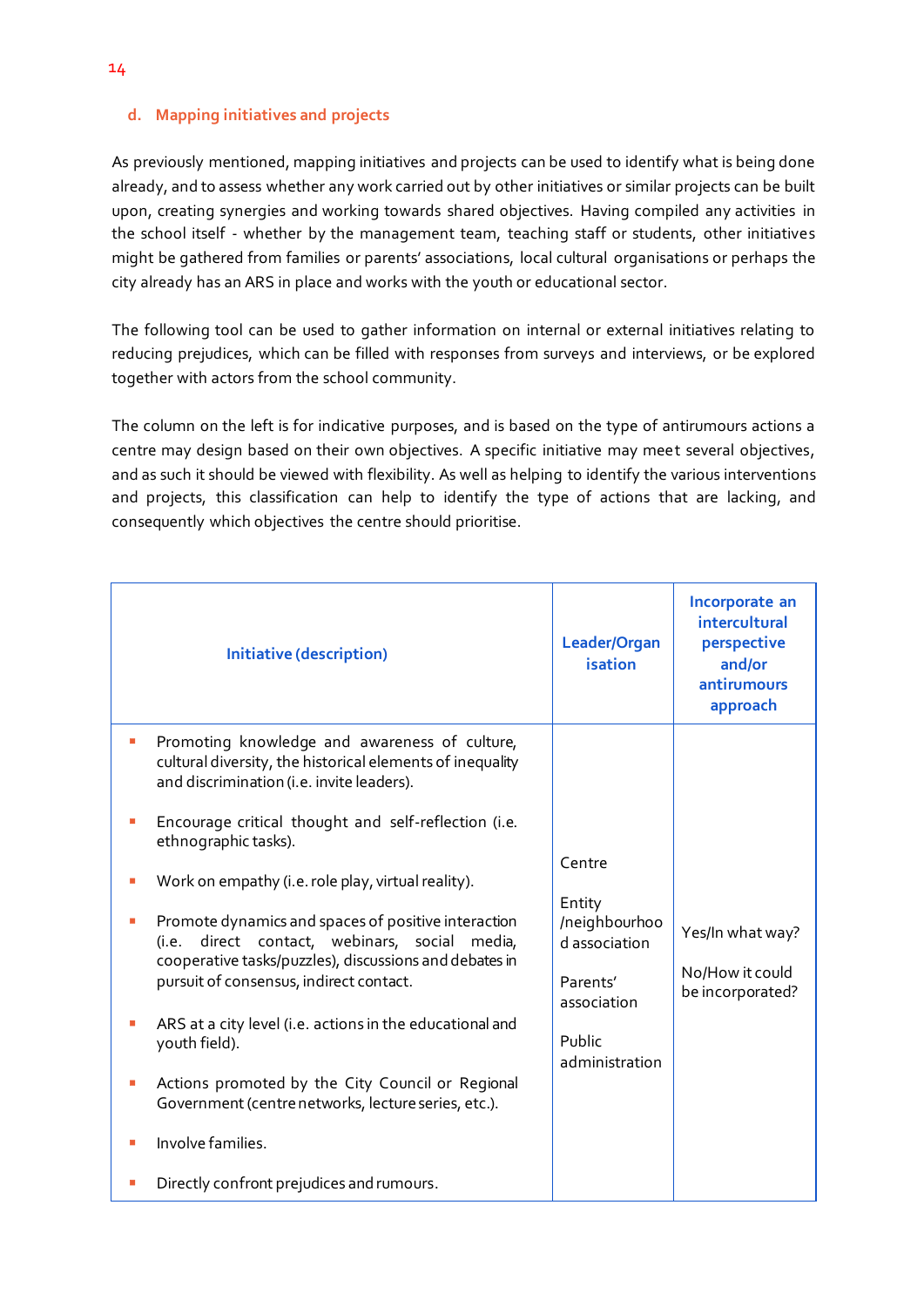### d. Mapping initiatives and projects

As previously mentioned, mapping initiatives and projects can be used to identify what is being done already, and to assess whether any work carried out by other initiatives or similar projects can be built upon, creating synergies and working towards shared objectives. Having compiled any activities in the school itself - whether by the management team, teaching staff or students, other initiatives might be gathered from families or parents' associations, local cultural organisations or perhaps the city already has an ARS in place and works with the youth or educational sector.

The following tool can be used to gather information on internal or external initiatives relating to reducing prejudices, which can be filled with responses from surveys and interviews, or be explored together with actors from the school community.

The column on the left is for indicative purposes, and is based on the type of antirumours actions a centre may design based on their own objectives. A specific initiative may meet several objectives, and as such it should be viewed with flexibility. As well as helping to identify the various interventions and projects, this classification can help to identify the type of actions that are lacking, and consequently which objectives the centre should prioritise.

| Initiative (description) | Leader/Organisation | Incorporate an intercultural perspective and/or antirumours approach |
|---|---|---|
| ▪ Promoting knowledge and awareness of culture, cultural diversity, the historical elements of inequality and discrimination (i.e. invite leaders).<br><br>▪ Encourage critical thought and self-reflection (i.e. ethnographic tasks).<br><br>▪ Work on empathy (i.e. role play, virtual reality).<br><br>▪ Promote dynamics and spaces of positive interaction (i.e. direct contact, webinars, social media, cooperative tasks/puzzles), discussions and debates in pursuit of consensus, indirect contact.<br><br>▪ ARS at a city level (i.e. actions in the educational and youth field).<br><br>▪ Actions promoted by the City Council or Regional Government (centre networks, lecture series, etc.).<br><br>▪ Involve families.<br><br>▪ Directly confront prejudices and rumours. | Centre<br><br>Entity /neighbourhood association<br><br>Parents' association<br><br>Public administration | Yes/In what way?<br><br>No/How it could be incorporated? |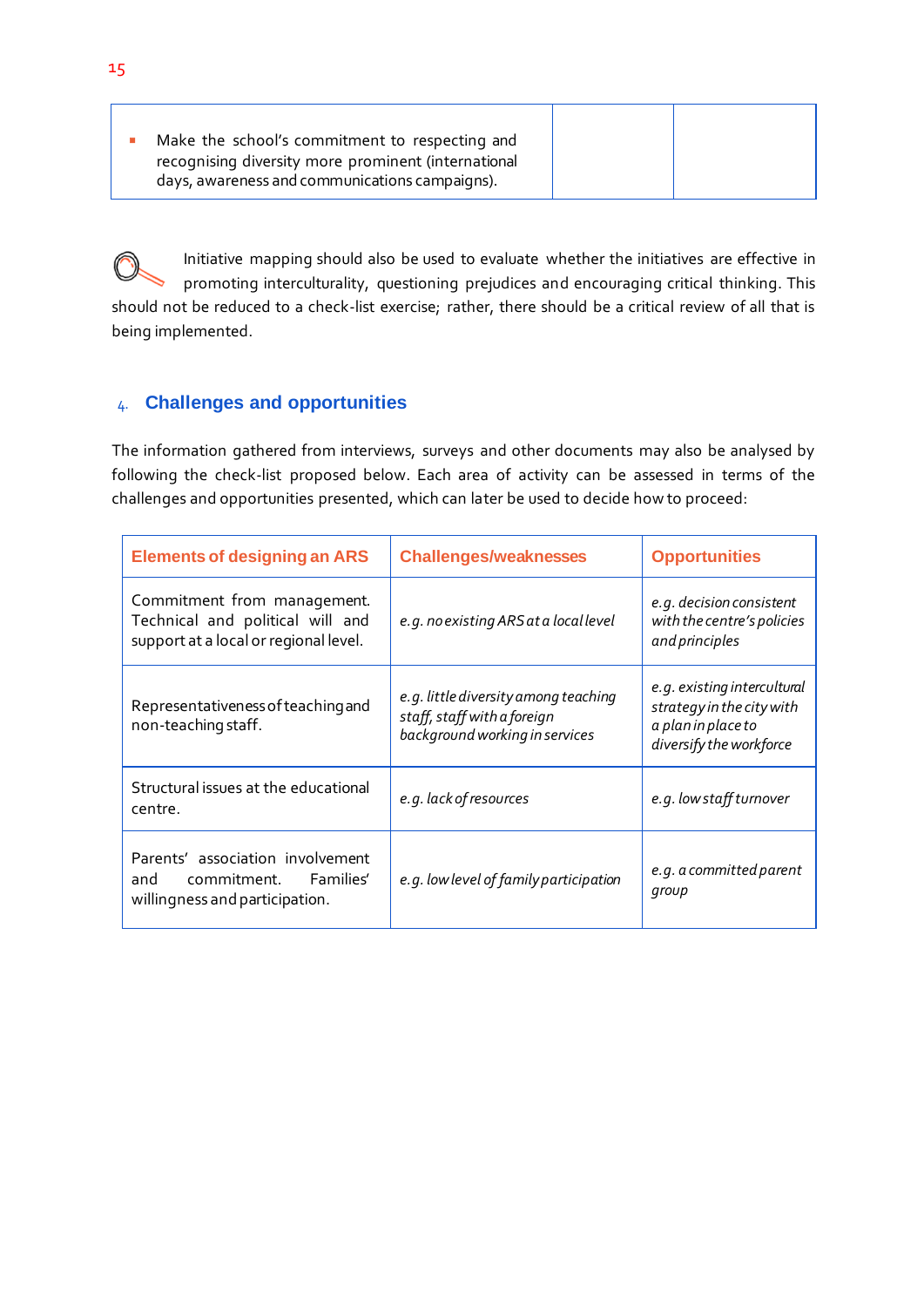| | | |
|---|---|---|
| - Make the school's commitment to respecting and recognising diversity more prominent (international days, awareness and communications campaigns). | | |

Initiative mapping should also be used to evaluate whether the initiatives are effective in promoting interculturality, questioning prejudices and encouraging critical thinking. This should not be reduced to a check-list exercise; rather, there should be a critical review of all that is being implemented.

## 4. Challenges and opportunities

The information gathered from interviews, surveys and other documents may also be analysed by following the check-list proposed below. Each area of activity can be assessed in terms of the challenges and opportunities presented, which can later be used to decide how to proceed:

| Elements of designing an ARS | Challenges/weaknesses | Opportunities |
|---|---|---|
| Commitment from management. Technical and political will and support at a local or regional level. | *e.g. no existing ARS at a local level* | *e.g. decision consistent with the centre's policies and principles* |
| Representativeness of teaching and non-teaching staff. | *e.g. little diversity among teaching staff, staff with a foreign background working in services* | *e.g. existing intercultural strategy in the city with a plan in place to diversify the workforce* |
| Structural issues at the educational centre. | *e.g. lack of resources* | *e.g. low staff turnover* |
| Parents' association involvement and commitment. Families' willingness and participation. | *e.g. low level of family participation* | *e.g. a committed parent group* |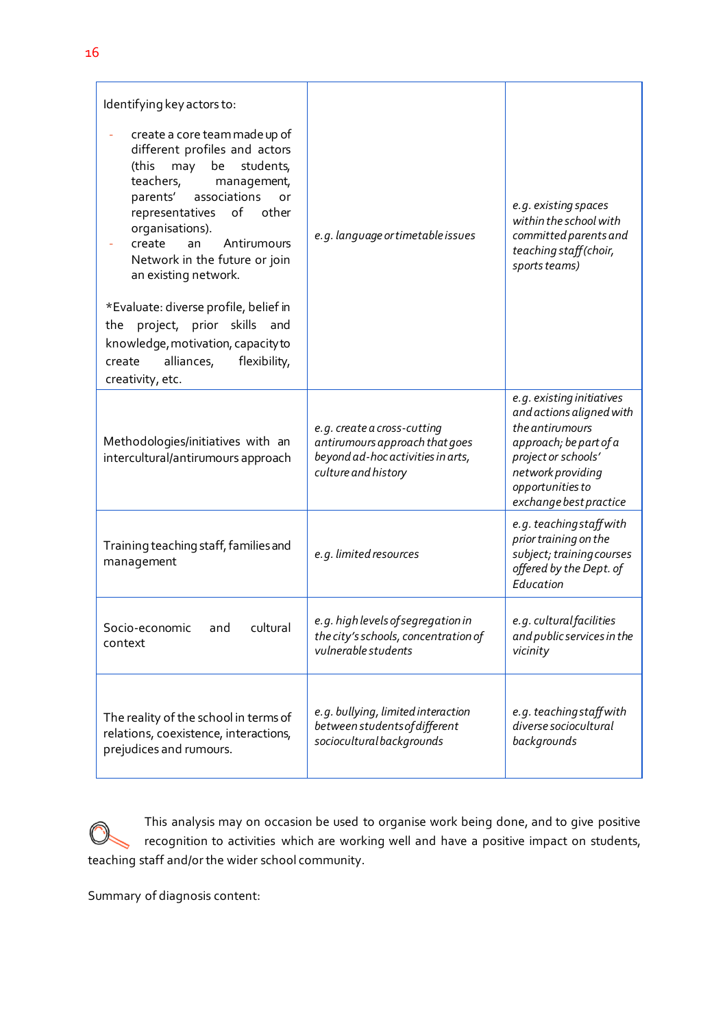| | | |
|---|---|---|
| Identifying key actors to:<br>- create a core team made up of different profiles and actors (this may be students, teachers, management, parents' associations or representatives of other organisations).<br>- create an Antirumours Network in the future or join an existing network.<br><br>*Evaluate: diverse profile, belief in the project, prior skills and knowledge, motivation, capacity to create alliances, flexibility, creativity, etc. | *e.g. language or timetable issues* | *e.g. existing spaces within the school with committed parents and teaching staff (choir, sports teams)* |
| Methodologies/initiatives with an intercultural/antirumours approach | *e.g. create a cross-cutting antirumours approach that goes beyond ad-hoc activities in arts, culture and history* | *e.g. existing initiatives and actions aligned with the antirumours approach; be part of a project or schools' network providing opportunities to exchange best practice* |
| Training teaching staff, families and management | *e.g. limited resources* | *e.g. teaching staff with prior training on the subject; training courses offered by the Dept. of Education* |
| Socio-economic and cultural context | *e.g. high levels of segregation in the city's schools, concentration of vulnerable students* | *e.g. cultural facilities and public services in the vicinity* |
| The reality of the school in terms of relations, coexistence, interactions, prejudices and rumours. | *e.g. bullying, limited interaction between students of different sociocultural backgrounds* | *e.g. teaching staff with diverse sociocultural backgrounds* |

This analysis may on occasion be used to organise work being done, and to give positive recognition to activities which are working well and have a positive impact on students, teaching staff and/or the wider school community.

Summary of diagnosis content: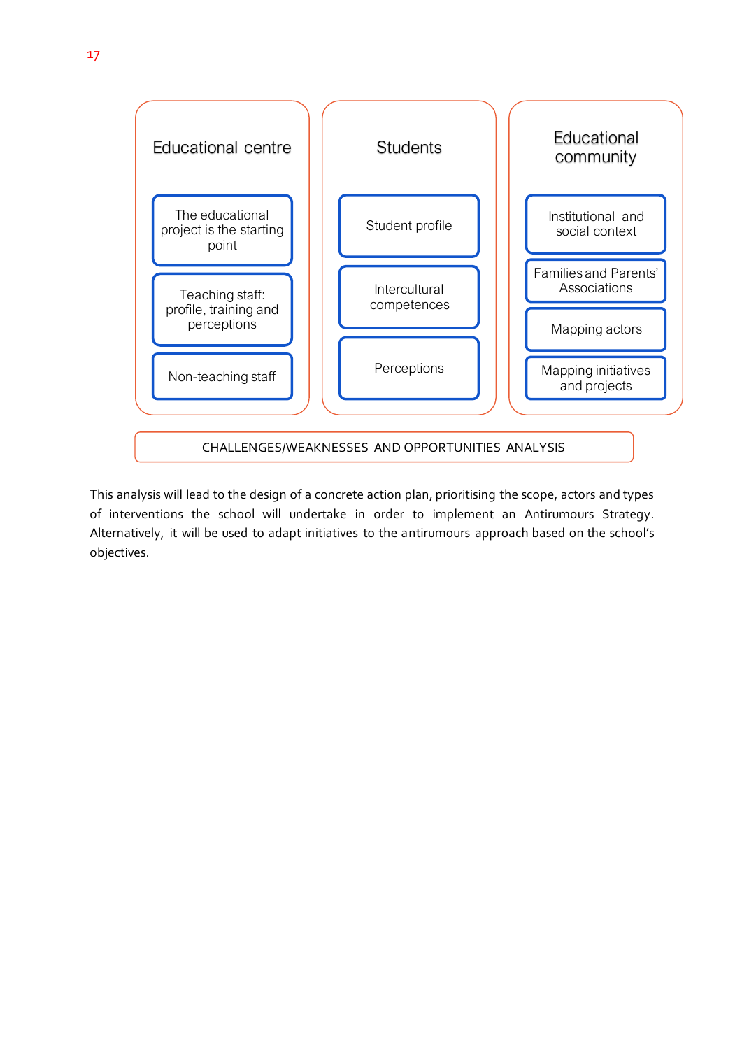| Educational centre | Students | Educational community |
| --- | --- | --- |
| The educational project is the starting point | Student profile | Institutional and social context |
| Teaching staff: profile, training and perceptions | Intercultural competences | Families and Parents' Associations |
| Non-teaching staff | Perceptions | Mapping actors |
| | | Mapping initiatives and projects |

CHALLENGES/WEAKNESSES AND OPPORTUNITIES ANALYSIS

This analysis will lead to the design of a concrete action plan, prioritising the scope, actors and types of interventions the school will undertake in order to implement an Antirumours Strategy. Alternatively, it will be used to adapt initiatives to the antirumours approach based on the school's objectives.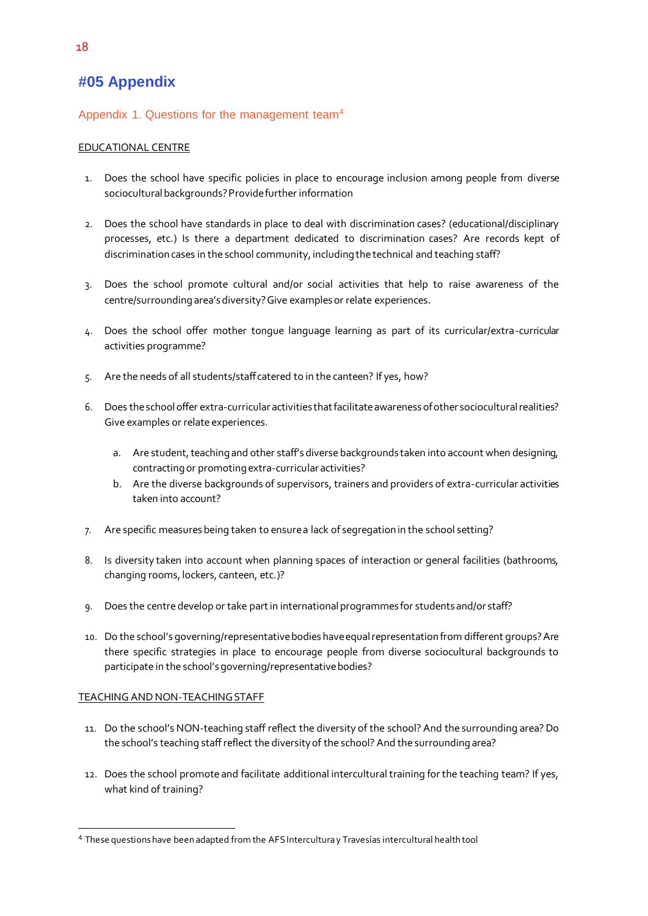# #05 Appendix

## Appendix 1. Questions for the management team[4]

EDUCATIONAL CENTRE

1. Does the school have specific policies in place to encourage inclusion among people from diverse sociocultural backgrounds? Provide further information

2. Does the school have standards in place to deal with discrimination cases? (educational/disciplinary processes, etc.) Is there a department dedicated to discrimination cases? Are records kept of discrimination cases in the school community, including the technical and teaching staff?

3. Does the school promote cultural and/or social activities that help to raise awareness of the centre/surrounding area's diversity? Give examples or relate experiences.

4. Does the school offer mother tongue language learning as part of its curricular/extra-curricular activities programme?

5. Are the needs of all students/staff catered to in the canteen? If yes, how?

6. Does the school offer extra-curricular activities that facilitate awareness of other sociocultural realities? Give examples or relate experiences.

   a. Are student, teaching and other staff's diverse backgrounds taken into account when designing, contracting or promoting extra-curricular activities?
   b. Are the diverse backgrounds of supervisors, trainers and providers of extra-curricular activities taken into account?

7. Are specific measures being taken to ensure a lack of segregation in the school setting?

8. Is diversity taken into account when planning spaces of interaction or general facilities (bathrooms, changing rooms, lockers, canteen, etc.)?

9. Does the centre develop or take part in international programmes for students and/or staff?

10. Do the school's governing/representative bodies have equal representation from different groups? Are there specific strategies in place to encourage people from diverse sociocultural backgrounds to participate in the school's governing/representative bodies?

TEACHING AND NON-TEACHING STAFF

11. Do the school's NON-teaching staff reflect the diversity of the school? And the surrounding area? Do the school's teaching staff reflect the diversity of the school? And the surrounding area?

12. Does the school promote and facilitate additional intercultural training for the teaching team? If yes, what kind of training?

---

[4] These questions have been adapted from the AFS Intercultura y Travesías intercultural health tool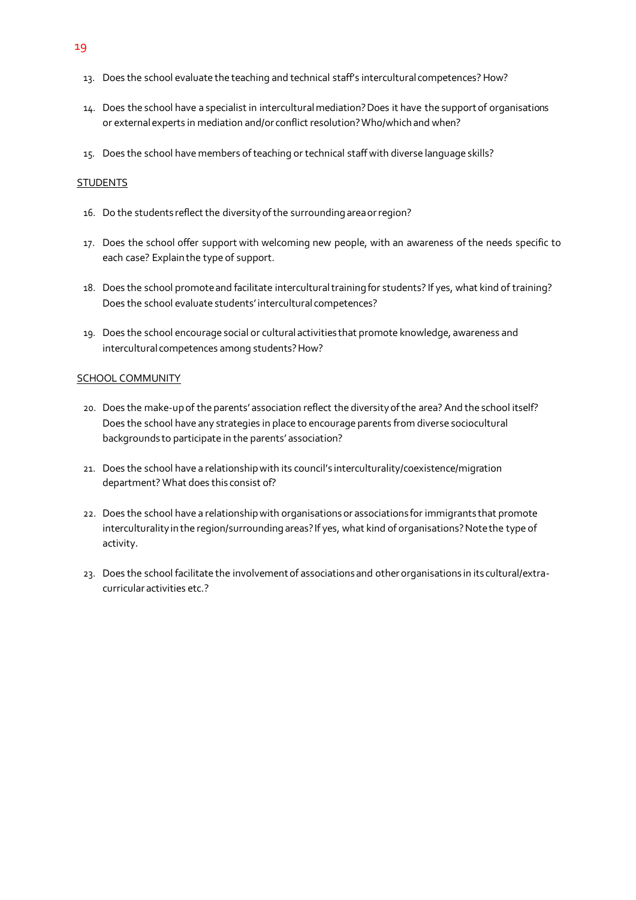13. Does the school evaluate the teaching and technical staff's intercultural competences? How?

14. Does the school have a specialist in intercultural mediation? Does it have the support of organisations or external experts in mediation and/or conflict resolution? Who/which and when?

15. Does the school have members of teaching or technical staff with diverse language skills?

<u>STUDENTS</u>

16. Do the students reflect the diversity of the surrounding area or region?

17. Does the school offer support with welcoming new people, with an awareness of the needs specific to each case? Explain the type of support.

18. Does the school promote and facilitate intercultural training for students? If yes, what kind of training? Does the school evaluate students' intercultural competences?

19. Does the school encourage social or cultural activities that promote knowledge, awareness and intercultural competences among students? How?

<u>SCHOOL COMMUNITY</u>

20. Does the make-up of the parents' association reflect the diversity of the area? And the school itself? Does the school have any strategies in place to encourage parents from diverse sociocultural backgrounds to participate in the parents' association?

21. Does the school have a relationship with its council's interculturality/coexistence/migration department? What does this consist of?

22. Does the school have a relationship with organisations or associations for immigrants that promote interculturality in the region/surrounding areas? If yes, what kind of organisations? Note the type of activity.

23. Does the school facilitate the involvement of associations and other organisations in its cultural/extra-curricular activities etc.?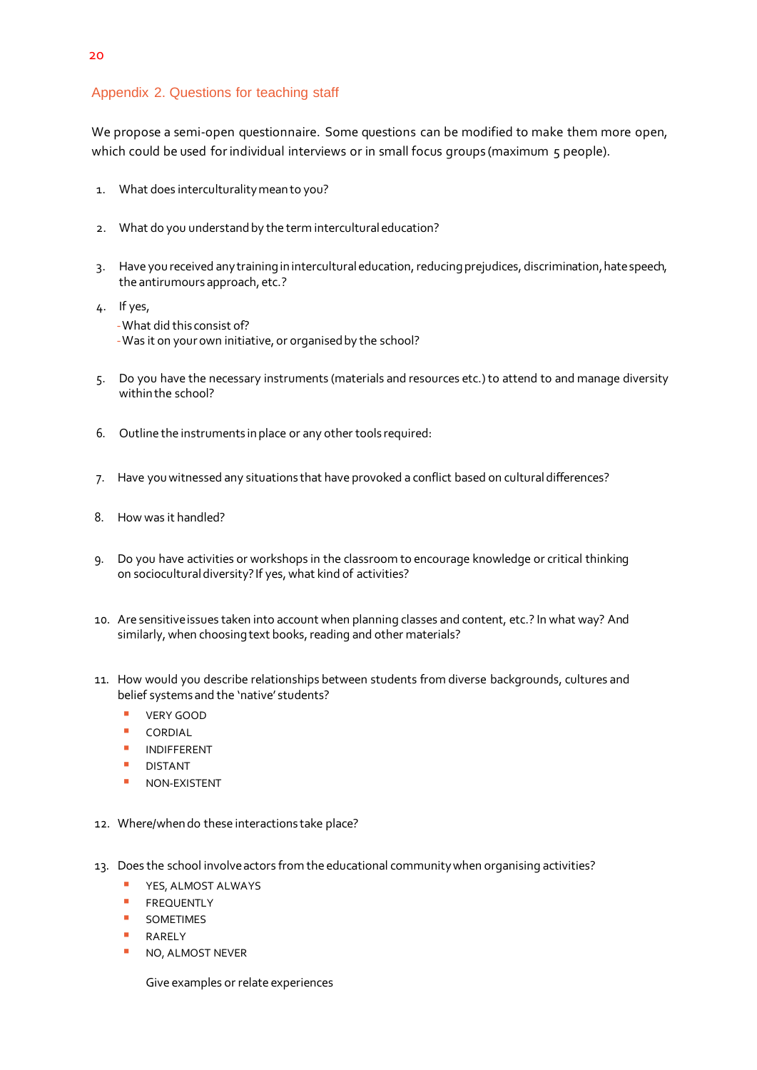## Appendix 2. Questions for teaching staff

We propose a semi-open questionnaire. Some questions can be modified to make them more open, which could be used for individual interviews or in small focus groups (maximum 5 people).

1. What does interculturality mean to you?

2. What do you understand by the term intercultural education?

3. Have you received any training in intercultural education, reducing prejudices, discrimination, hate speech, the antirumours approach, etc.?

4. If yes,
   - What did this consist of?
   - Was it on your own initiative, or organised by the school?

5. Do you have the necessary instruments (materials and resources etc.) to attend to and manage diversity within the school?

6. Outline the instruments in place or any other tools required:

7. Have you witnessed any situations that have provoked a conflict based on cultural differences?

8. How was it handled?

9. Do you have activities or workshops in the classroom to encourage knowledge or critical thinking on sociocultural diversity? If yes, what kind of activities?

10. Are sensitive issues taken into account when planning classes and content, etc.? In what way? And similarly, when choosing text books, reading and other materials?

11. How would you describe relationships between students from diverse backgrounds, cultures and belief systems and the 'native' students?
    - VERY GOOD
    - CORDIAL
    - INDIFFERENT
    - DISTANT
    - NON-EXISTENT

12. Where/when do these interactions take place?

13. Does the school involve actors from the educational community when organising activities?
    - YES, ALMOST ALWAYS
    - FREQUENTLY
    - SOMETIMES
    - RARELY
    - NO, ALMOST NEVER

    Give examples or relate experiences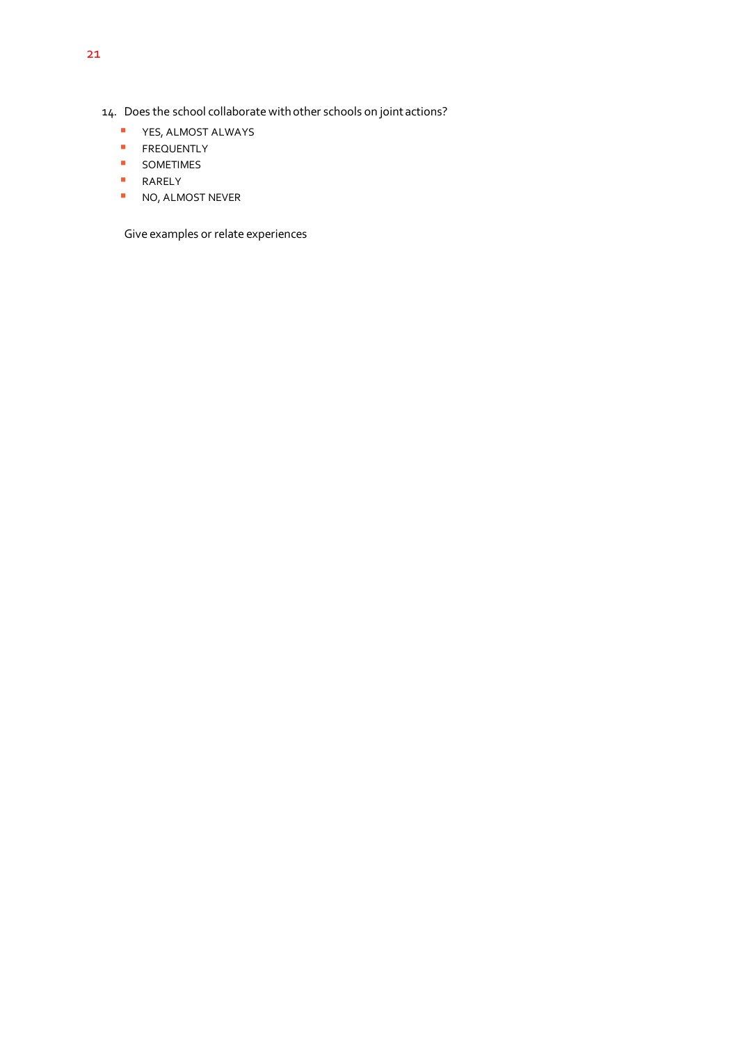14. Does the school collaborate with other schools on joint actions?

- YES, ALMOST ALWAYS
- FREQUENTLY
- SOMETIMES
- RARELY
- NO, ALMOST NEVER

Give examples or relate experiences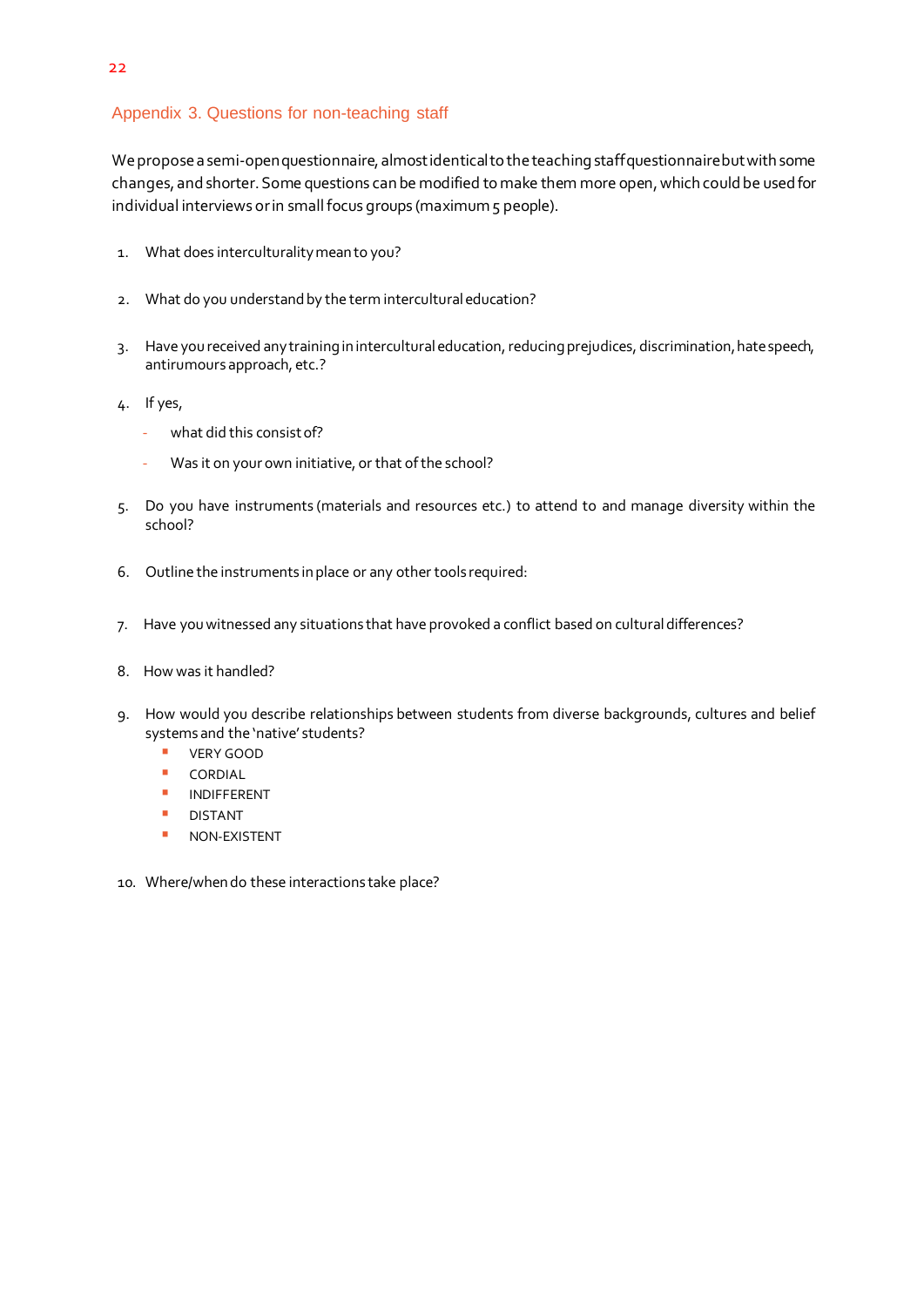## Appendix 3. Questions for non-teaching staff

We propose a semi-open questionnaire, almost identical to the teaching staff questionnaire but with some changes, and shorter. Some questions can be modified to make them more open, which could be used for individual interviews or in small focus groups (maximum 5 people).

1. What does interculturality mean to you?

2. What do you understand by the term intercultural education?

3. Have you received any training in intercultural education, reducing prejudices, discrimination, hate speech, antirumours approach, etc.?

4. If yes,
   - what did this consist of?
   - Was it on your own initiative, or that of the school?

5. Do you have instruments (materials and resources etc.) to attend to and manage diversity within the school?

6. Outline the instruments in place or any other tools required:

7. Have you witnessed any situations that have provoked a conflict based on cultural differences?

8. How was it handled?

9. How would you describe relationships between students from diverse backgrounds, cultures and belief systems and the 'native' students?
   - VERY GOOD
   - CORDIAL
   - INDIFFERENT
   - DISTANT
   - NON-EXISTENT

10. Where/when do these interactions take place?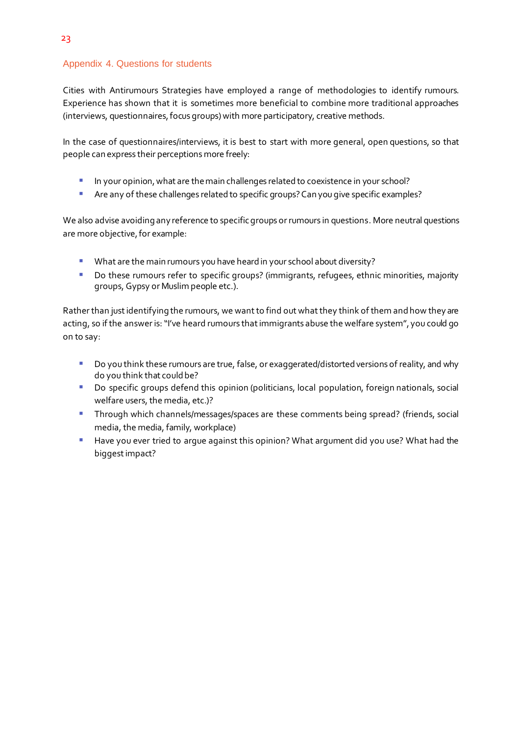## Appendix 4. Questions for students

Cities with Antirumours Strategies have employed a range of methodologies to identify rumours. Experience has shown that it is sometimes more beneficial to combine more traditional approaches (interviews, questionnaires, focus groups) with more participatory, creative methods.

In the case of questionnaires/interviews, it is best to start with more general, open questions, so that people can express their perceptions more freely:

- In your opinion, what are the main challenges related to coexistence in your school?
- Are any of these challenges related to specific groups? Can you give specific examples?

We also advise avoiding any reference to specific groups or rumours in questions. More neutral questions are more objective, for example:

- What are the main rumours you have heard in your school about diversity?
- Do these rumours refer to specific groups? (immigrants, refugees, ethnic minorities, majority groups, Gypsy or Muslim people etc.).

Rather than just identifying the rumours, we want to find out what they think of them and how they are acting, so if the answer is: "I've heard rumours that immigrants abuse the welfare system", you could go on to say:

- Do you think these rumours are true, false, or exaggerated/distorted versions of reality, and why do you think that could be?
- Do specific groups defend this opinion (politicians, local population, foreign nationals, social welfare users, the media, etc.)?
- Through which channels/messages/spaces are these comments being spread? (friends, social media, the media, family, workplace)
- Have you ever tried to argue against this opinion? What argument did you use? What had the biggest impact?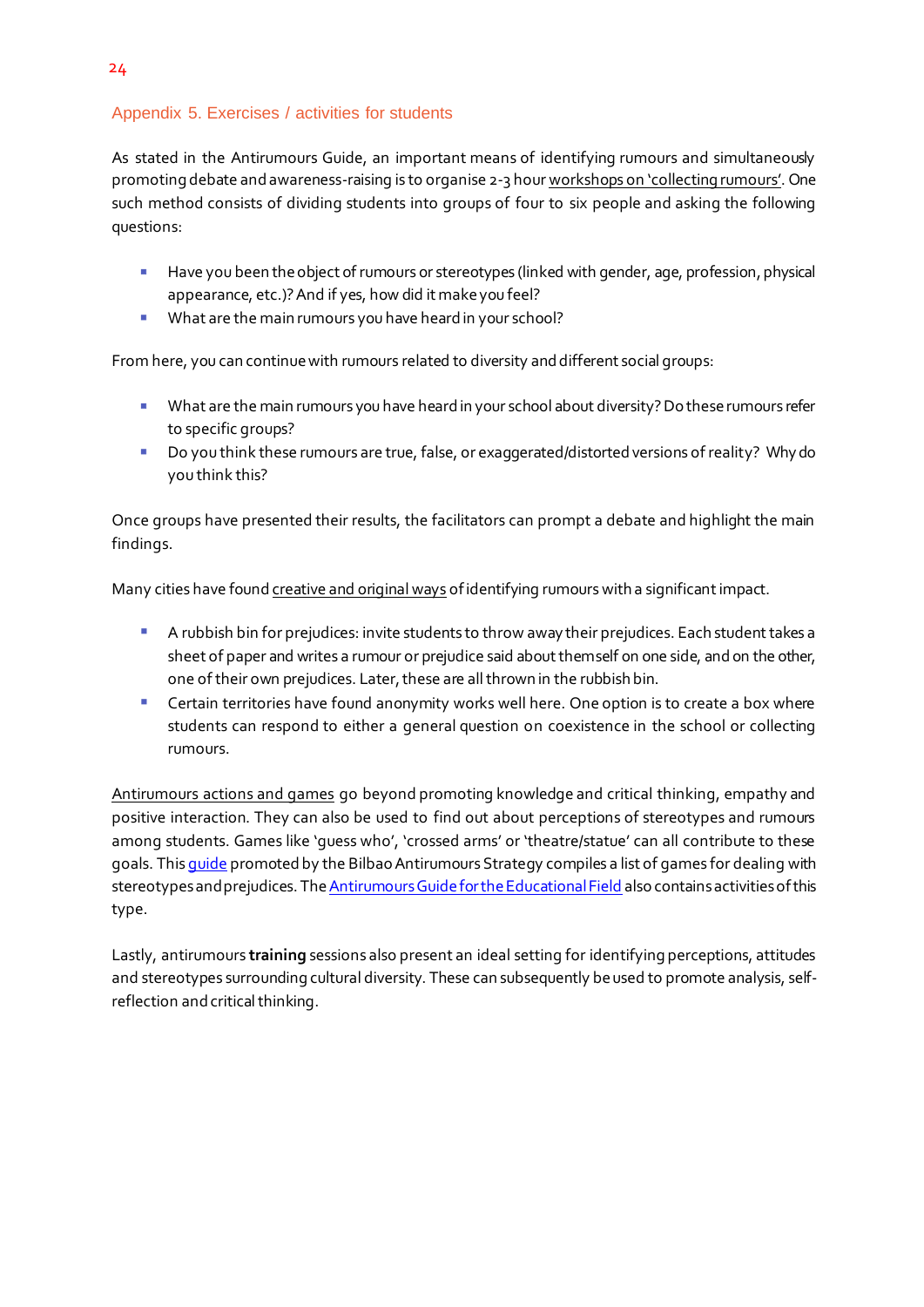## Appendix 5. Exercises / activities for students

As stated in the Antirumours Guide, an important means of identifying rumours and simultaneously promoting debate and awareness-raising is to organise 2-3 hour workshops on 'collecting rumours'. One such method consists of dividing students into groups of four to six people and asking the following questions:

- Have you been the object of rumours or stereotypes (linked with gender, age, profession, physical appearance, etc.)? And if yes, how did it make you feel?
- What are the main rumours you have heard in your school?

From here, you can continue with rumours related to diversity and different social groups:

- What are the main rumours you have heard in your school about diversity? Do these rumours refer to specific groups?
- Do you think these rumours are true, false, or exaggerated/distorted versions of reality? Why do you think this?

Once groups have presented their results, the facilitators can prompt a debate and highlight the main findings.

Many cities have found creative and original ways of identifying rumours with a significant impact.

- A rubbish bin for prejudices: invite students to throw away their prejudices. Each student takes a sheet of paper and writes a rumour or prejudice said about themself on one side, and on the other, one of their own prejudices. Later, these are all thrown in the rubbish bin.
- Certain territories have found anonymity works well here. One option is to create a box where students can respond to either a general question on coexistence in the school or collecting rumours.

Antirumours actions and games go beyond promoting knowledge and critical thinking, empathy and positive interaction. They can also be used to find out about perceptions of stereotypes and rumours among students. Games like 'guess who', 'crossed arms' or 'theatre/statue' can all contribute to these goals. This guide promoted by the Bilbao Antirumours Strategy compiles a list of games for dealing with stereotypes and prejudices. The Antirumours Guide for the Educational Field also contains activities of this type.

Lastly, antirumours **training** sessions also present an ideal setting for identifying perceptions, attitudes and stereotypes surrounding cultural diversity. These can subsequently be used to promote analysis, self-reflection and critical thinking.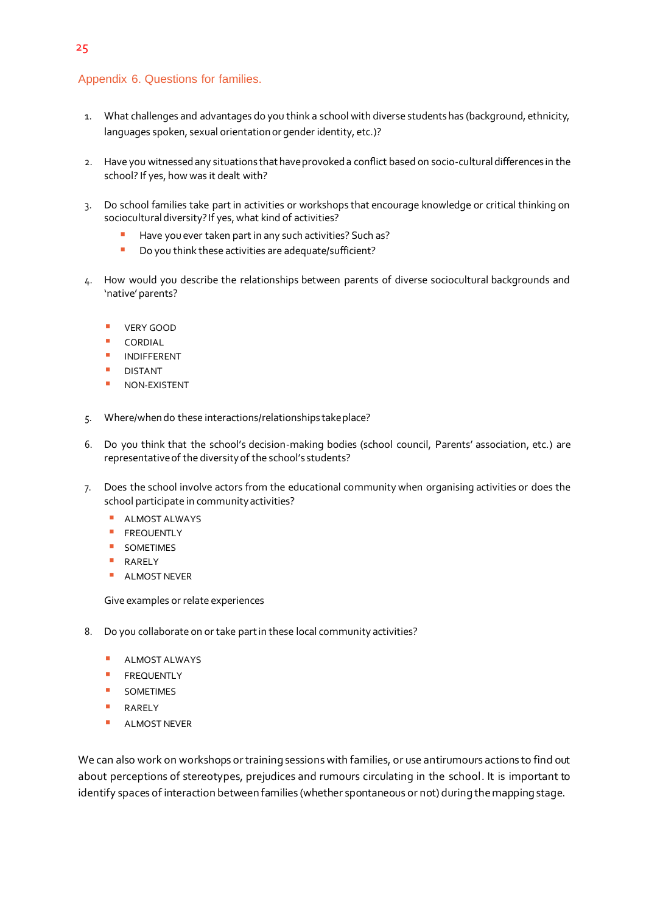## Appendix 6. Questions for families.

1. What challenges and advantages do you think a school with diverse students has (background, ethnicity, languages spoken, sexual orientation or gender identity, etc.)?

2. Have you witnessed any situations that have provoked a conflict based on socio-cultural differences in the school? If yes, how was it dealt with?

3. Do school families take part in activities or workshops that encourage knowledge or critical thinking on sociocultural diversity? If yes, what kind of activities?
   - Have you ever taken part in any such activities? Such as?
   - Do you think these activities are adequate/sufficient?

4. How would you describe the relationships between parents of diverse sociocultural backgrounds and 'native' parents?

   - VERY GOOD
   - CORDIAL
   - INDIFFERENT
   - DISTANT
   - NON-EXISTENT

5. Where/when do these interactions/relationships take place?

6. Do you think that the school's decision-making bodies (school council, Parents' association, etc.) are representative of the diversity of the school's students?

7. Does the school involve actors from the educational community when organising activities or does the school participate in community activities?
   - ALMOST ALWAYS
   - FREQUENTLY
   - SOMETIMES
   - RARELY
   - ALMOST NEVER

   Give examples or relate experiences

8. Do you collaborate on or take part in these local community activities?

   - ALMOST ALWAYS
   - FREQUENTLY
   - SOMETIMES
   - RARELY
   - ALMOST NEVER

We can also work on workshops or training sessions with families, or use antirumours actions to find out about perceptions of stereotypes, prejudices and rumours circulating in the school. It is important to identify spaces of interaction between families (whether spontaneous or not) during the mapping stage.